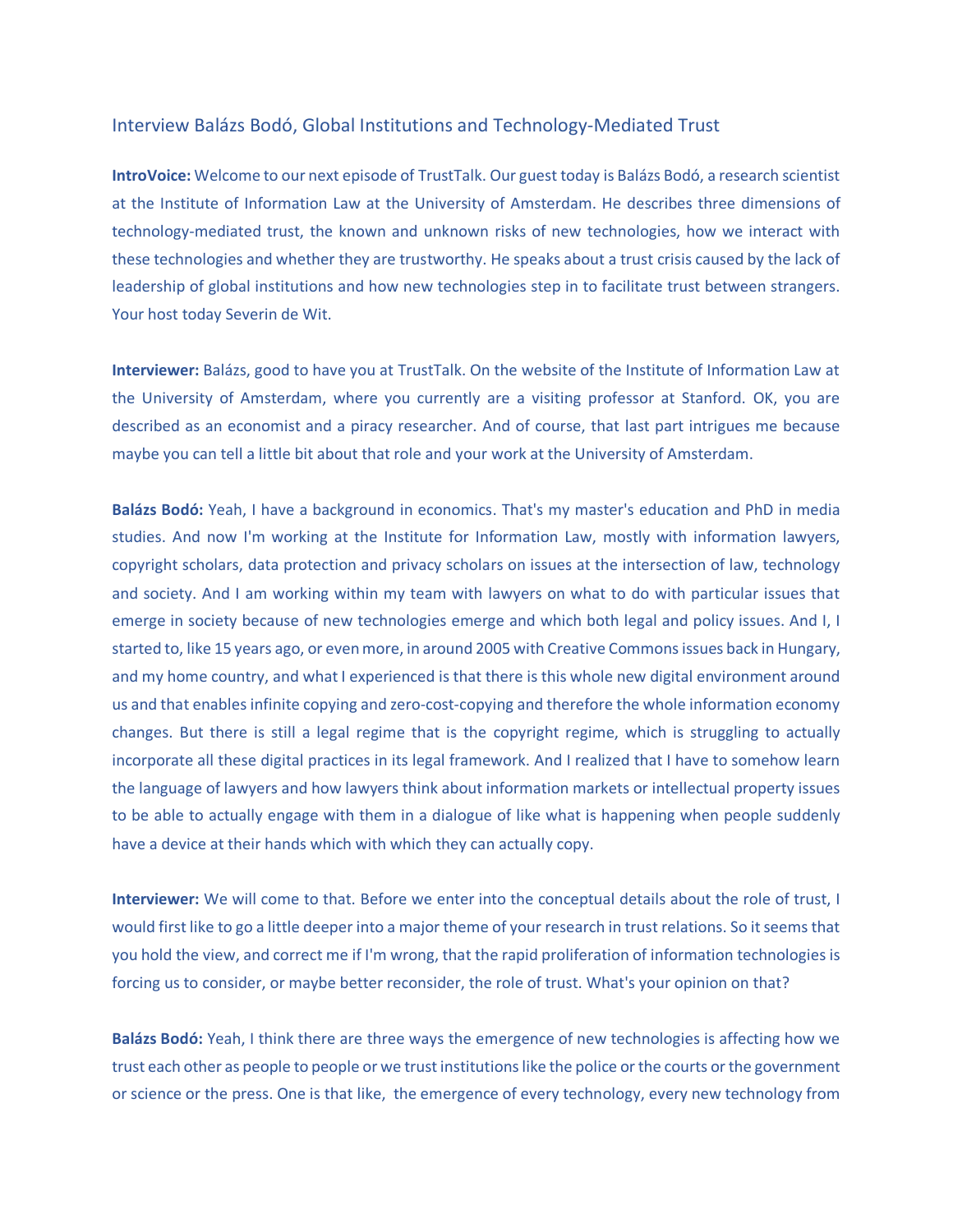# Interview Balázs Bodó, Global Institutions and Technology-Mediated Trust

**IntroVoice:** Welcome to our next episode of TrustTalk. Our guest today is Balázs Bodó, a research scientist at the Institute of Information Law at the University of Amsterdam. He describes three dimensions of technology-mediated trust, the known and unknown risks of new technologies, how we interact with these technologies and whether they are trustworthy. He speaks about a trust crisis caused by the lack of leadership of global institutions and how new technologies step in to facilitate trust between strangers. Your host today Severin de Wit.

**Interviewer:** Balázs, good to have you at TrustTalk. On the website of the Institute of Information Law at the University of Amsterdam, where you currently are a visiting professor at Stanford. OK, you are described as an economist and a piracy researcher. And of course, that last part intrigues me because maybe you can tell a little bit about that role and your work at the University of Amsterdam.

**Balázs Bodó:** Yeah, I have a background in economics. That's my master's education and PhD in media studies. And now I'm working at the Institute for Information Law, mostly with information lawyers, copyright scholars, data protection and privacy scholars on issues at the intersection of law, technology and society. And I am working within my team with lawyers on what to do with particular issues that emerge in society because of new technologies emerge and which both legal and policy issues. And I, I started to, like 15 years ago, or even more, in around 2005 with Creative Commons issues back in Hungary, and my home country, and what I experienced is that there is this whole new digital environment around us and that enables infinite copying and zero-cost-copying and therefore the whole information economy changes. But there is still a legal regime that is the copyright regime, which is struggling to actually incorporate all these digital practices in its legal framework. And I realized that I have to somehow learn the language of lawyers and how lawyers think about information markets or intellectual property issues to be able to actually engage with them in a dialogue of like what is happening when people suddenly have a device at their hands which with which they can actually copy.

**Interviewer:** We will come to that. Before we enter into the conceptual details about the role of trust, I would first like to go a little deeper into a major theme of your research in trust relations. So it seems that you hold the view, and correct me if I'm wrong, that the rapid proliferation of information technologies is forcing us to consider, or maybe better reconsider, the role of trust. What's your opinion on that?

**Balázs Bodó:** Yeah, I think there are three ways the emergence of new technologies is affecting how we trust each other as people to people or we trust institutions like the police or the courts or the government or science or the press. One is that like, the emergence of every technology, every new technology from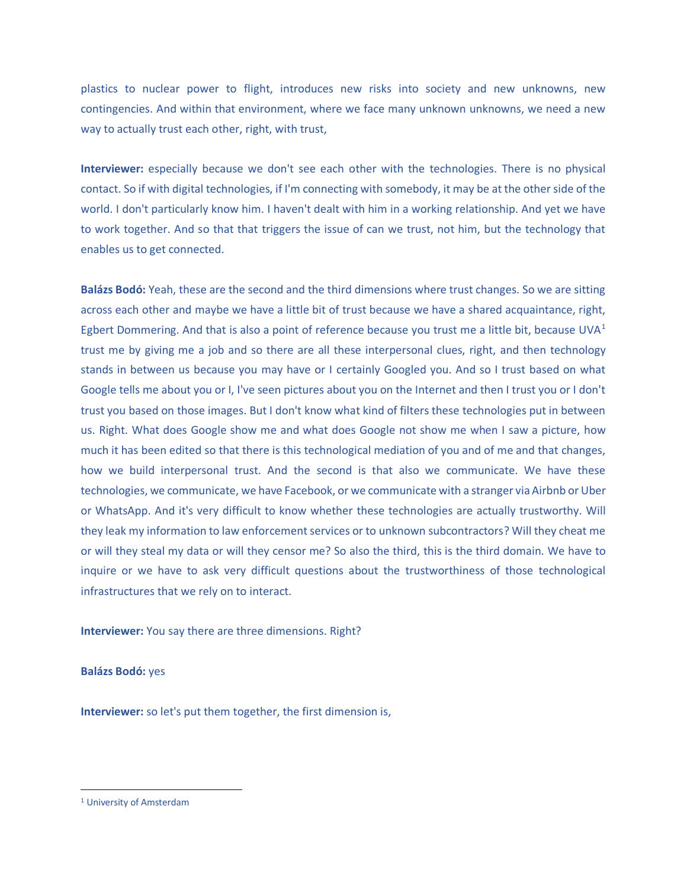plastics to nuclear power to flight, introduces new risks into society and new unknowns, new contingencies. And within that environment, where we face many unknown unknowns, we need a new way to actually trust each other, right, with trust,

**Interviewer:** especially because we don't see each other with the technologies. There is no physical contact. So if with digital technologies, if I'm connecting with somebody, it may be at the other side of the world. I don't particularly know him. I haven't dealt with him in a working relationship. And yet we have to work together. And so that that triggers the issue of can we trust, not him, but the technology that enables us to get connected.

**Balázs Bodó:** Yeah, these are the second and the third dimensions where trust changes. So we are sitting across each other and maybe we have a little bit of trust because we have a shared acquaintance, right, Egbert Dommering. And that is also a point of reference because you trust me a little bit, because UVA[1] trust me by giving me a job and so there are all these interpersonal clues, right, and then technology stands in between us because you may have or I certainly Googled you. And so I trust based on what Google tells me about you or I, I've seen pictures about you on the Internet and then I trust you or I don't trust you based on those images. But I don't know what kind of filters these technologies put in between us. Right. What does Google show me and what does Google not show me when I saw a picture, how much it has been edited so that there is this technological mediation of you and of me and that changes, how we build interpersonal trust. And the second is that also we communicate. We have these technologies, we communicate, we have Facebook, or we communicate with a stranger via Airbnb or Uber or WhatsApp. And it's very difficult to know whether these technologies are actually trustworthy. Will they leak my information to law enforcement services or to unknown subcontractors? Will they cheat me or will they steal my data or will they censor me? So also the third, this is the third domain. We have to inquire or we have to ask very difficult questions about the trustworthiness of those technological infrastructures that we rely on to interact.

**Interviewer:** You say there are three dimensions. Right?

**Balázs Bodó:** yes

**Interviewer:** so let's put them together, the first dimension is,

---

[1] University of Amsterdam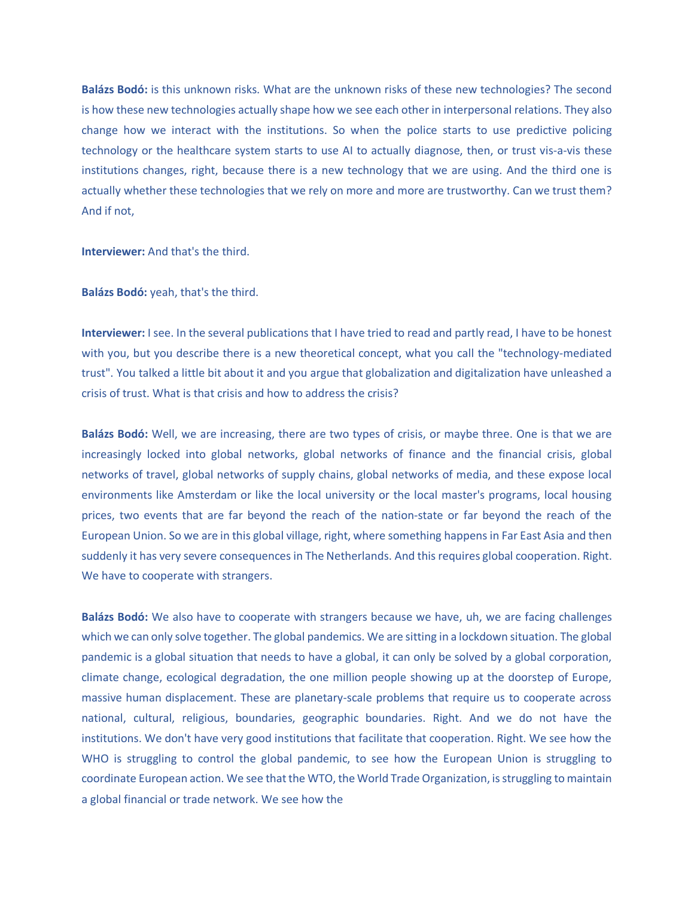**Balázs Bodó:** is this unknown risks. What are the unknown risks of these new technologies? The second is how these new technologies actually shape how we see each other in interpersonal relations. They also change how we interact with the institutions. So when the police starts to use predictive policing technology or the healthcare system starts to use AI to actually diagnose, then, or trust vis-a-vis these institutions changes, right, because there is a new technology that we are using. And the third one is actually whether these technologies that we rely on more and more are trustworthy. Can we trust them? And if not,

**Interviewer:** And that's the third.

**Balázs Bodó:** yeah, that's the third.

**Interviewer:** I see. In the several publications that I have tried to read and partly read, I have to be honest with you, but you describe there is a new theoretical concept, what you call the "technology-mediated trust". You talked a little bit about it and you argue that globalization and digitalization have unleashed a crisis of trust. What is that crisis and how to address the crisis?

**Balázs Bodó:** Well, we are increasing, there are two types of crisis, or maybe three. One is that we are increasingly locked into global networks, global networks of finance and the financial crisis, global networks of travel, global networks of supply chains, global networks of media, and these expose local environments like Amsterdam or like the local university or the local master's programs, local housing prices, two events that are far beyond the reach of the nation-state or far beyond the reach of the European Union. So we are in this global village, right, where something happens in Far East Asia and then suddenly it has very severe consequences in The Netherlands. And this requires global cooperation. Right. We have to cooperate with strangers.

**Balázs Bodó:** We also have to cooperate with strangers because we have, uh, we are facing challenges which we can only solve together. The global pandemics. We are sitting in a lockdown situation. The global pandemic is a global situation that needs to have a global, it can only be solved by a global corporation, climate change, ecological degradation, the one million people showing up at the doorstep of Europe, massive human displacement. These are planetary-scale problems that require us to cooperate across national, cultural, religious, boundaries, geographic boundaries. Right. And we do not have the institutions. We don't have very good institutions that facilitate that cooperation. Right. We see how the WHO is struggling to control the global pandemic, to see how the European Union is struggling to coordinate European action. We see that the WTO, the World Trade Organization, is struggling to maintain a global financial or trade network. We see how the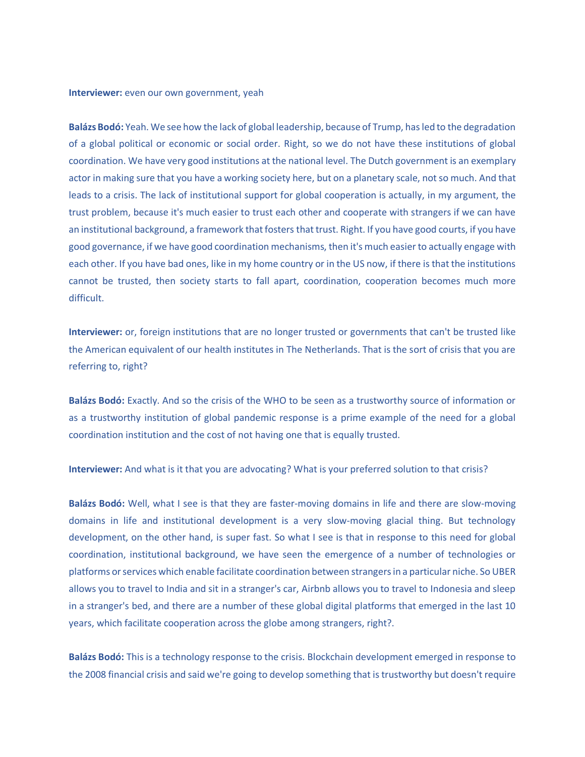**Interviewer:** even our own government, yeah

**Balázs Bodó:** Yeah. We see how the lack of global leadership, because of Trump, has led to the degradation of a global political or economic or social order. Right, so we do not have these institutions of global coordination. We have very good institutions at the national level. The Dutch government is an exemplary actor in making sure that you have a working society here, but on a planetary scale, not so much. And that leads to a crisis. The lack of institutional support for global cooperation is actually, in my argument, the trust problem, because it's much easier to trust each other and cooperate with strangers if we can have an institutional background, a framework that fosters that trust. Right. If you have good courts, if you have good governance, if we have good coordination mechanisms, then it's much easier to actually engage with each other. If you have bad ones, like in my home country or in the US now, if there is that the institutions cannot be trusted, then society starts to fall apart, coordination, cooperation becomes much more difficult.

**Interviewer:** or, foreign institutions that are no longer trusted or governments that can't be trusted like the American equivalent of our health institutes in The Netherlands. That is the sort of crisis that you are referring to, right?

**Balázs Bodó:** Exactly. And so the crisis of the WHO to be seen as a trustworthy source of information or as a trustworthy institution of global pandemic response is a prime example of the need for a global coordination institution and the cost of not having one that is equally trusted.

**Interviewer:** And what is it that you are advocating? What is your preferred solution to that crisis?

**Balázs Bodó:** Well, what I see is that they are faster-moving domains in life and there are slow-moving domains in life and institutional development is a very slow-moving glacial thing. But technology development, on the other hand, is super fast. So what I see is that in response to this need for global coordination, institutional background, we have seen the emergence of a number of technologies or platforms or services which enable facilitate coordination between strangers in a particular niche. So UBER allows you to travel to India and sit in a stranger's car, Airbnb allows you to travel to Indonesia and sleep in a stranger's bed, and there are a number of these global digital platforms that emerged in the last 10 years, which facilitate cooperation across the globe among strangers, right?.

**Balázs Bodó:** This is a technology response to the crisis. Blockchain development emerged in response to the 2008 financial crisis and said we're going to develop something that is trustworthy but doesn't require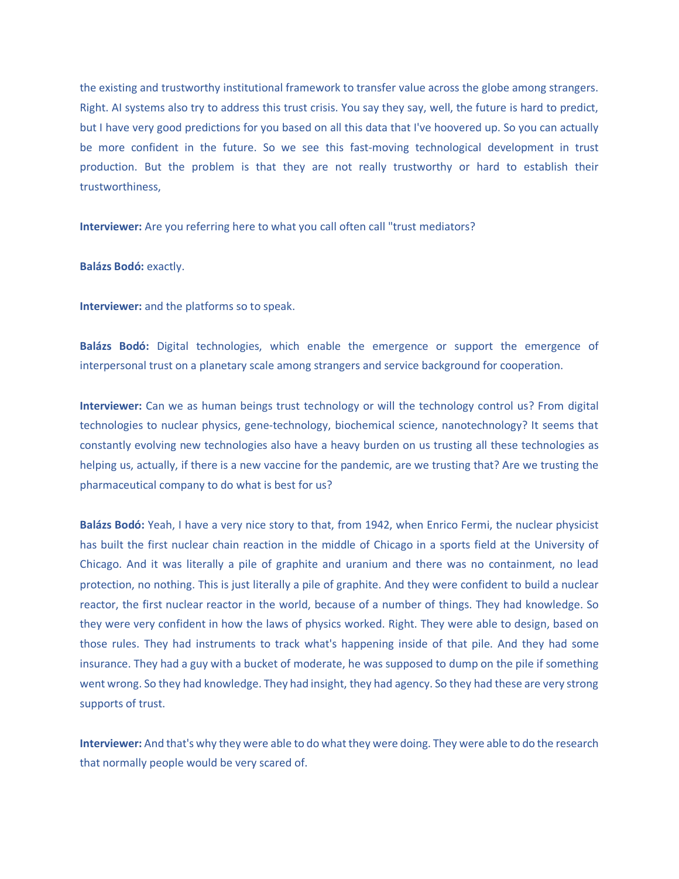the existing and trustworthy institutional framework to transfer value across the globe among strangers. Right. AI systems also try to address this trust crisis. You say they say, well, the future is hard to predict, but I have very good predictions for you based on all this data that I've hoovered up. So you can actually be more confident in the future. So we see this fast-moving technological development in trust production. But the problem is that they are not really trustworthy or hard to establish their trustworthiness,

**Interviewer:** Are you referring here to what you call often call "trust mediators?

**Balázs Bodó:** exactly.

**Interviewer:** and the platforms so to speak.

**Balázs Bodó:** Digital technologies, which enable the emergence or support the emergence of interpersonal trust on a planetary scale among strangers and service background for cooperation.

**Interviewer:** Can we as human beings trust technology or will the technology control us? From digital technologies to nuclear physics, gene-technology, biochemical science, nanotechnology? It seems that constantly evolving new technologies also have a heavy burden on us trusting all these technologies as helping us, actually, if there is a new vaccine for the pandemic, are we trusting that? Are we trusting the pharmaceutical company to do what is best for us?

**Balázs Bodó:** Yeah, I have a very nice story to that, from 1942, when Enrico Fermi, the nuclear physicist has built the first nuclear chain reaction in the middle of Chicago in a sports field at the University of Chicago. And it was literally a pile of graphite and uranium and there was no containment, no lead protection, no nothing. This is just literally a pile of graphite. And they were confident to build a nuclear reactor, the first nuclear reactor in the world, because of a number of things. They had knowledge. So they were very confident in how the laws of physics worked. Right. They were able to design, based on those rules. They had instruments to track what's happening inside of that pile. And they had some insurance. They had a guy with a bucket of moderate, he was supposed to dump on the pile if something went wrong. So they had knowledge. They had insight, they had agency. So they had these are very strong supports of trust.

**Interviewer:** And that's why they were able to do what they were doing. They were able to do the research that normally people would be very scared of.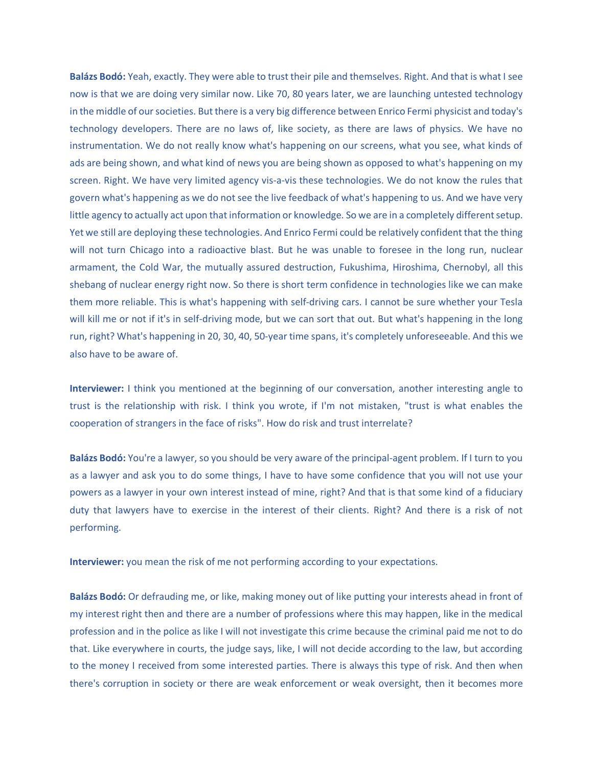**Balázs Bodó:** Yeah, exactly. They were able to trust their pile and themselves. Right. And that is what I see now is that we are doing very similar now. Like 70, 80 years later, we are launching untested technology in the middle of our societies. But there is a very big difference between Enrico Fermi physicist and today's technology developers. There are no laws of, like society, as there are laws of physics. We have no instrumentation. We do not really know what's happening on our screens, what you see, what kinds of ads are being shown, and what kind of news you are being shown as opposed to what's happening on my screen. Right. We have very limited agency vis-a-vis these technologies. We do not know the rules that govern what's happening as we do not see the live feedback of what's happening to us. And we have very little agency to actually act upon that information or knowledge. So we are in a completely different setup. Yet we still are deploying these technologies. And Enrico Fermi could be relatively confident that the thing will not turn Chicago into a radioactive blast. But he was unable to foresee in the long run, nuclear armament, the Cold War, the mutually assured destruction, Fukushima, Hiroshima, Chernobyl, all this shebang of nuclear energy right now. So there is short term confidence in technologies like we can make them more reliable. This is what's happening with self-driving cars. I cannot be sure whether your Tesla will kill me or not if it's in self-driving mode, but we can sort that out. But what's happening in the long run, right? What's happening in 20, 30, 40, 50-year time spans, it's completely unforeseeable. And this we also have to be aware of.

**Interviewer:** I think you mentioned at the beginning of our conversation, another interesting angle to trust is the relationship with risk. I think you wrote, if I'm not mistaken, "trust is what enables the cooperation of strangers in the face of risks". How do risk and trust interrelate?

**Balázs Bodó:** You're a lawyer, so you should be very aware of the principal-agent problem. If I turn to you as a lawyer and ask you to do some things, I have to have some confidence that you will not use your powers as a lawyer in your own interest instead of mine, right? And that is that some kind of a fiduciary duty that lawyers have to exercise in the interest of their clients. Right? And there is a risk of not performing.

**Interviewer:** you mean the risk of me not performing according to your expectations.

**Balázs Bodó:** Or defrauding me, or like, making money out of like putting your interests ahead in front of my interest right then and there are a number of professions where this may happen, like in the medical profession and in the police as like I will not investigate this crime because the criminal paid me not to do that. Like everywhere in courts, the judge says, like, I will not decide according to the law, but according to the money I received from some interested parties. There is always this type of risk. And then when there's corruption in society or there are weak enforcement or weak oversight, then it becomes more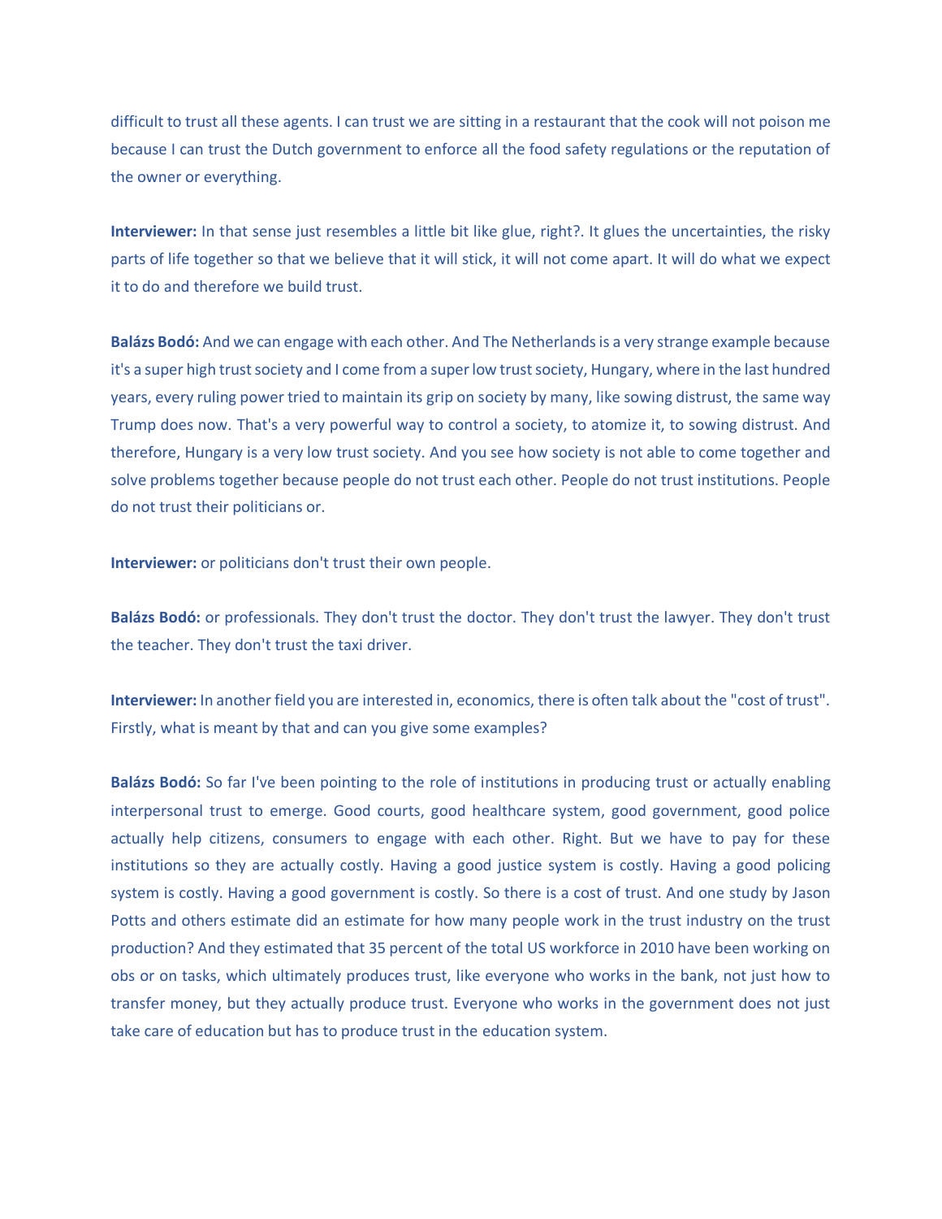difficult to trust all these agents. I can trust we are sitting in a restaurant that the cook will not poison me because I can trust the Dutch government to enforce all the food safety regulations or the reputation of the owner or everything.

**Interviewer:** In that sense just resembles a little bit like glue, right?. It glues the uncertainties, the risky parts of life together so that we believe that it will stick, it will not come apart. It will do what we expect it to do and therefore we build trust.

**Balázs Bodó:** And we can engage with each other. And The Netherlands is a very strange example because it's a super high trust society and I come from a super low trust society, Hungary, where in the last hundred years, every ruling power tried to maintain its grip on society by many, like sowing distrust, the same way Trump does now. That's a very powerful way to control a society, to atomize it, to sowing distrust. And therefore, Hungary is a very low trust society. And you see how society is not able to come together and solve problems together because people do not trust each other. People do not trust institutions. People do not trust their politicians or.

**Interviewer:** or politicians don't trust their own people.

**Balázs Bodó:** or professionals. They don't trust the doctor. They don't trust the lawyer. They don't trust the teacher. They don't trust the taxi driver.

**Interviewer:** In another field you are interested in, economics, there is often talk about the "cost of trust". Firstly, what is meant by that and can you give some examples?

**Balázs Bodó:** So far I've been pointing to the role of institutions in producing trust or actually enabling interpersonal trust to emerge. Good courts, good healthcare system, good government, good police actually help citizens, consumers to engage with each other. Right. But we have to pay for these institutions so they are actually costly. Having a good justice system is costly. Having a good policing system is costly. Having a good government is costly. So there is a cost of trust. And one study by Jason Potts and others estimate did an estimate for how many people work in the trust industry on the trust production? And they estimated that 35 percent of the total US workforce in 2010 have been working on obs or on tasks, which ultimately produces trust, like everyone who works in the bank, not just how to transfer money, but they actually produce trust. Everyone who works in the government does not just take care of education but has to produce trust in the education system.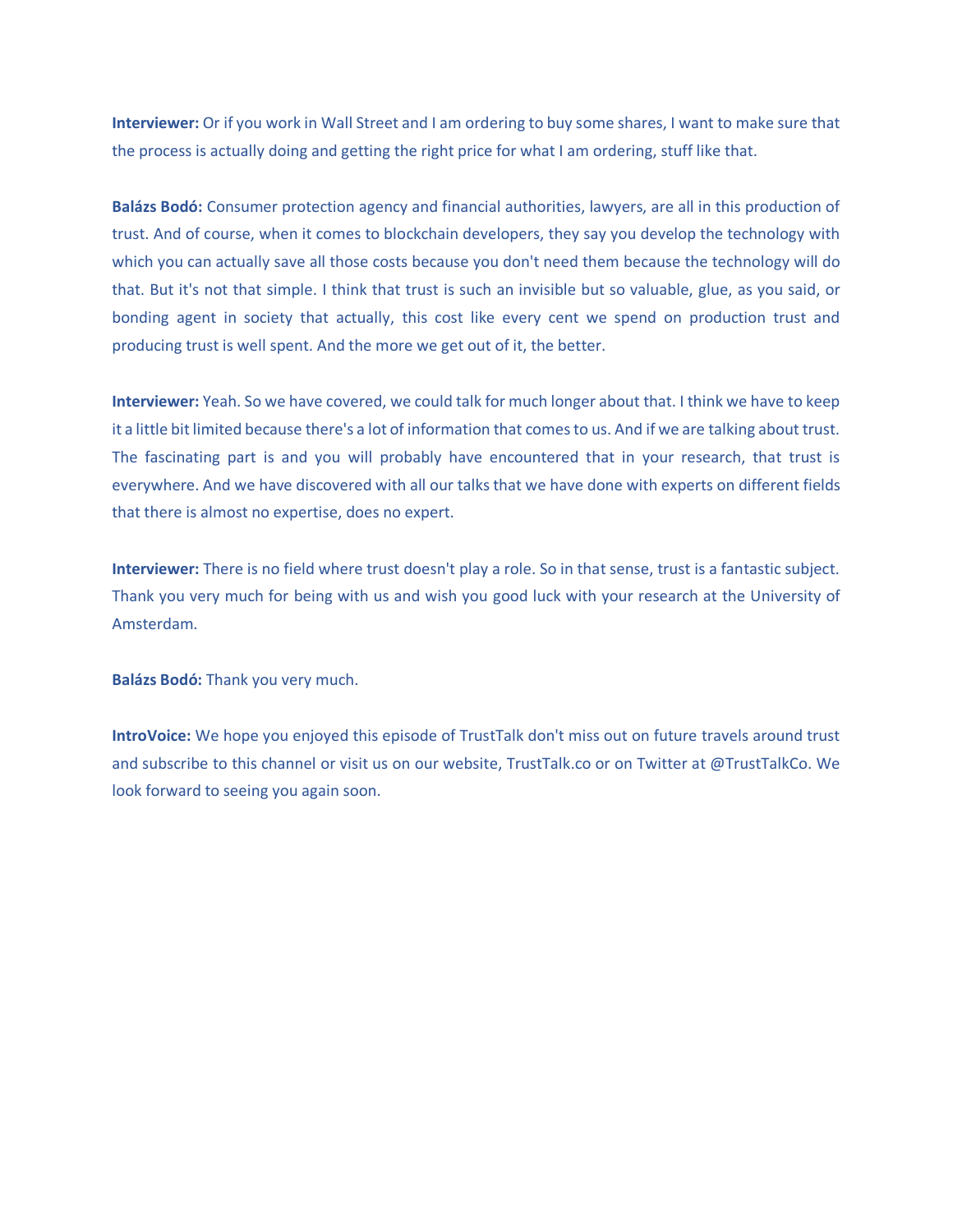**Interviewer:** Or if you work in Wall Street and I am ordering to buy some shares, I want to make sure that the process is actually doing and getting the right price for what I am ordering, stuff like that.

**Balázs Bodó:** Consumer protection agency and financial authorities, lawyers, are all in this production of trust. And of course, when it comes to blockchain developers, they say you develop the technology with which you can actually save all those costs because you don't need them because the technology will do that. But it's not that simple. I think that trust is such an invisible but so valuable, glue, as you said, or bonding agent in society that actually, this cost like every cent we spend on production trust and producing trust is well spent. And the more we get out of it, the better.

**Interviewer:** Yeah. So we have covered, we could talk for much longer about that. I think we have to keep it a little bit limited because there's a lot of information that comes to us. And if we are talking about trust. The fascinating part is and you will probably have encountered that in your research, that trust is everywhere. And we have discovered with all our talks that we have done with experts on different fields that there is almost no expertise, does no expert.

**Interviewer:** There is no field where trust doesn't play a role. So in that sense, trust is a fantastic subject. Thank you very much for being with us and wish you good luck with your research at the University of Amsterdam.

**Balázs Bodó:** Thank you very much.

**IntroVoice:** We hope you enjoyed this episode of TrustTalk don't miss out on future travels around trust and subscribe to this channel or visit us on our website, TrustTalk.co or on Twitter at @TrustTalkCo. We look forward to seeing you again soon.